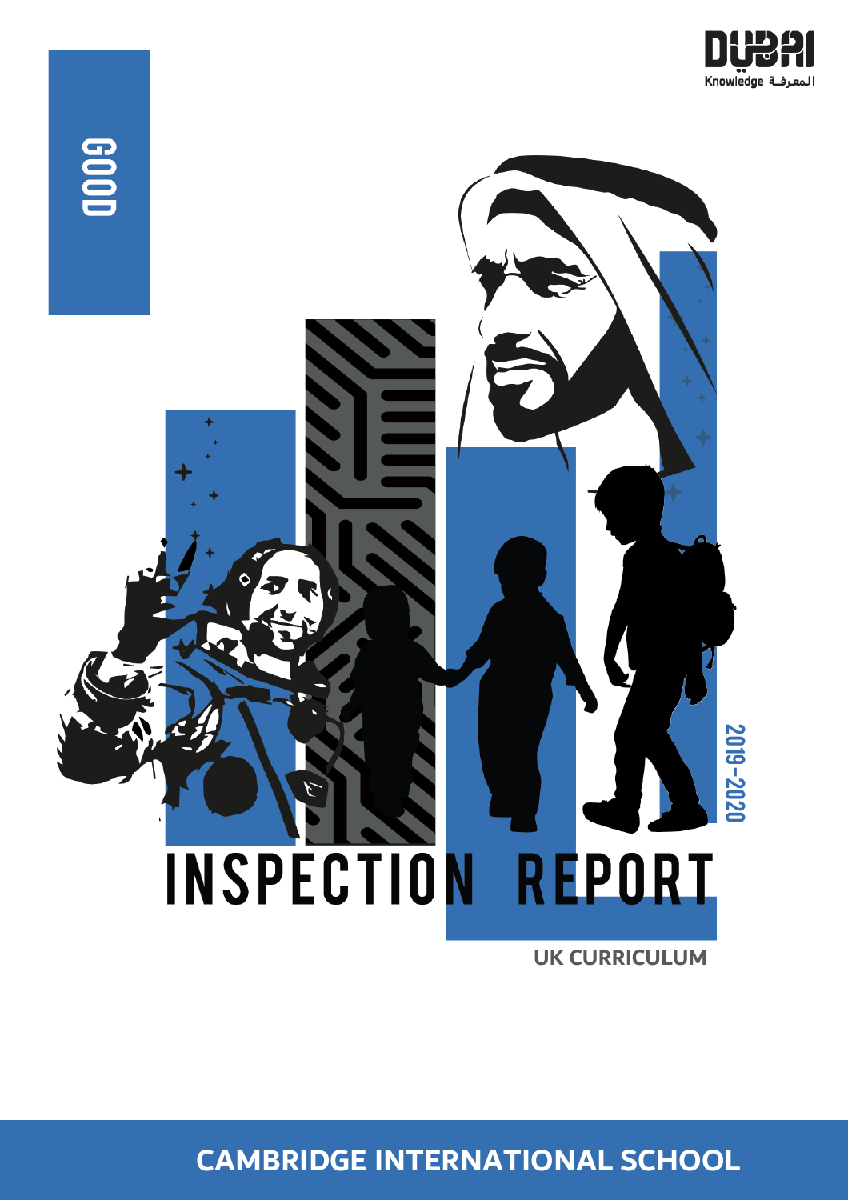Dubai Knowledge المعرفة

GOOD

2019-2020

# INSPECTION REPORT

UK CURRICULUM

## CAMBRIDGE INTERNATIONAL SCHOOL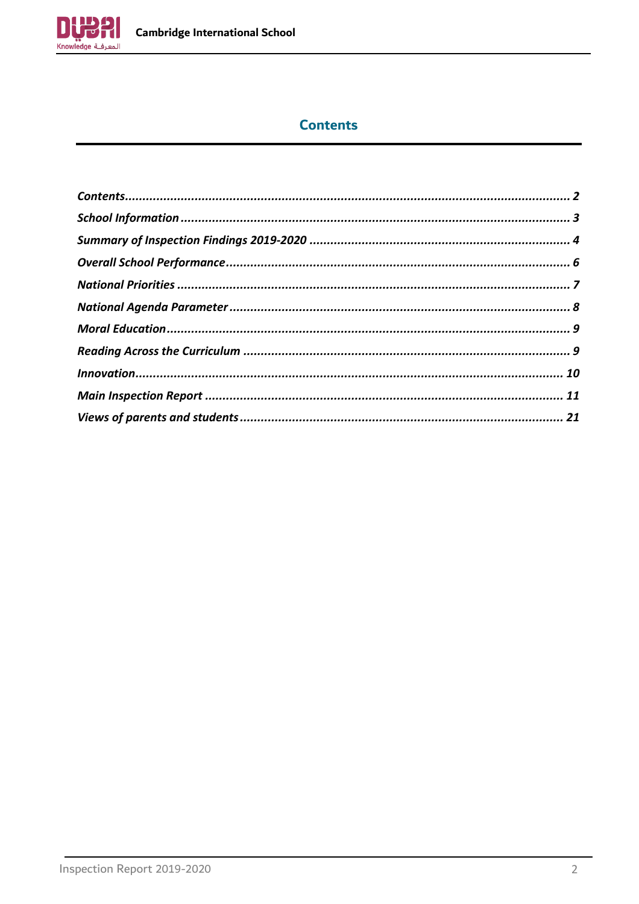# Contents

| | |
|---|---|
| *Contents* | *2* |
| *School Information* | *3* |
| *Summary of Inspection Findings 2019-2020* | *4* |
| *Overall School Performance* | *6* |
| *National Priorities* | *7* |
| *National Agenda Parameter* | *8* |
| *Moral Education* | *9* |
| *Reading Across the Curriculum* | *9* |
| *Innovation* | *10* |
| *Main Inspection Report* | *11* |
| *Views of parents and students* | *21* |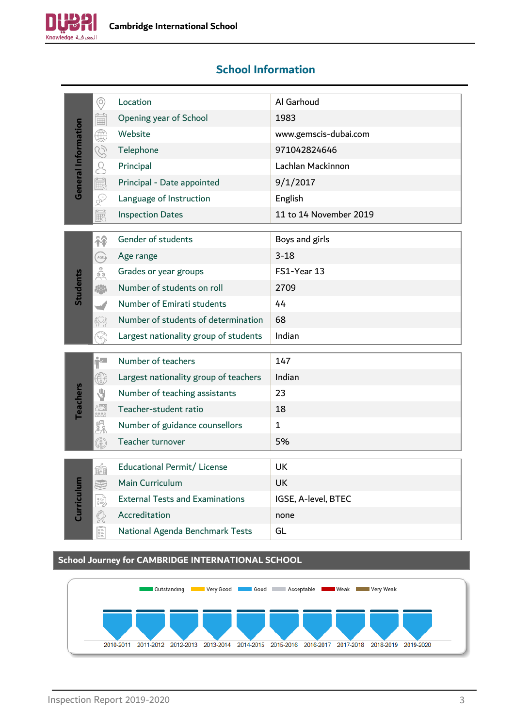## School Information

| | | |
|---|---|---|
| General Information | Location | Al Garhoud |
| | Opening year of School | 1983 |
| | Website | www.gemscis-dubai.com |
| | Telephone | 971042824646 |
| | Principal | Lachlan Mackinnon |
| | Principal - Date appointed | 9/1/2017 |
| | Language of Instruction | English |
| | Inspection Dates | 11 to 14 November 2019 |

| | | |
|---|---|---|
| Students | Gender of students | Boys and girls |
| | Age range | 3-18 |
| | Grades or year groups | FS1-Year 13 |
| | Number of students on roll | 2709 |
| | Number of Emirati students | 44 |
| | Number of students of determination | 68 |
| | Largest nationality group of students | Indian |

| | | |
|---|---|---|
| Teachers | Number of teachers | 147 |
| | Largest nationality group of teachers | Indian |
| | Number of teaching assistants | 23 |
| | Teacher-student ratio | 18 |
| | Number of guidance counsellors | 1 |
| | Teacher turnover | 5% |

| | | |
|---|---|---|
| Curriculum | Educational Permit/ License | UK |
| | Main Curriculum | UK |
| | External Tests and Examinations | IGSE, A-level, BTEC |
| | Accreditation | none |
| | National Agenda Benchmark Tests | GL |

### School Journey for CAMBRIDGE INTERNATIONAL SCHOOL

Outstanding | Very Good | Good | Acceptable | Weak | Very Weak

| 2010-2011 | 2011-2012 | 2012-2013 | 2013-2014 | 2014-2015 | 2015-2016 | 2016-2017 | 2017-2018 | 2018-2019 | 2019-2020 |
|---|---|---|---|---|---|---|---|---|---|
| Good | Good | Good | Good | Good | Good | Good | Good | Good | Good |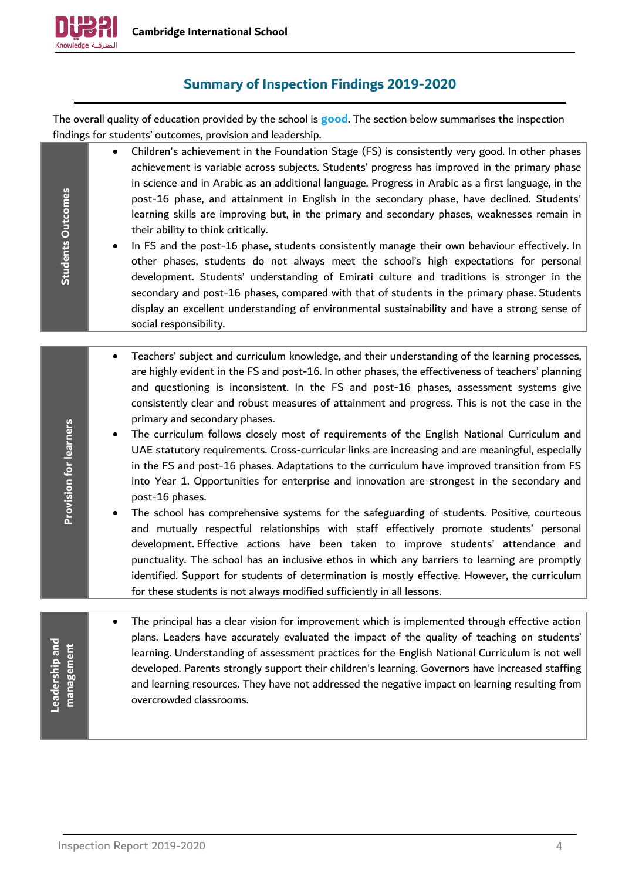## Summary of Inspection Findings 2019-2020

The overall quality of education provided by the school is **good**. The section below summarises the inspection findings for students' outcomes, provision and leadership.

| | |
|---|---|
| **Students Outcomes** | • Children's achievement in the Foundation Stage (FS) is consistently very good. In other phases achievement is variable across subjects. Students' progress has improved in the primary phase in science and in Arabic as an additional language. Progress in Arabic as a first language, in the post-16 phase, and attainment in English in the secondary phase, have declined. Students' learning skills are improving but, in the primary and secondary phases, weaknesses remain in their ability to think critically.<br>• In FS and the post-16 phase, students consistently manage their own behaviour effectively. In other phases, students do not always meet the school's high expectations for personal development. Students' understanding of Emirati culture and traditions is stronger in the secondary and post-16 phases, compared with that of students in the primary phase. Students display an excellent understanding of environmental sustainability and have a strong sense of social responsibility. |
| **Provision for learners** | • Teachers' subject and curriculum knowledge, and their understanding of the learning processes, are highly evident in the FS and post-16. In other phases, the effectiveness of teachers' planning and questioning is inconsistent. In the FS and post-16 phases, assessment systems give consistently clear and robust measures of attainment and progress. This is not the case in the primary and secondary phases.<br>• The curriculum follows closely most of requirements of the English National Curriculum and UAE statutory requirements. Cross-curricular links are increasing and are meaningful, especially in the FS and post-16 phases. Adaptations to the curriculum have improved transition from FS into Year 1. Opportunities for enterprise and innovation are strongest in the secondary and post-16 phases.<br>• The school has comprehensive systems for the safeguarding of students. Positive, courteous and mutually respectful relationships with staff effectively promote students' personal development. Effective actions have been taken to improve students' attendance and punctuality. The school has an inclusive ethos in which any barriers to learning are promptly identified. Support for students of determination is mostly effective. However, the curriculum for these students is not always modified sufficiently in all lessons. |
| **Leadership and management** | • The principal has a clear vision for improvement which is implemented through effective action plans. Leaders have accurately evaluated the impact of the quality of teaching on students' learning. Understanding of assessment practices for the English National Curriculum is not well developed. Parents strongly support their children's learning. Governors have increased staffing and learning resources. They have not addressed the negative impact on learning resulting from overcrowded classrooms. |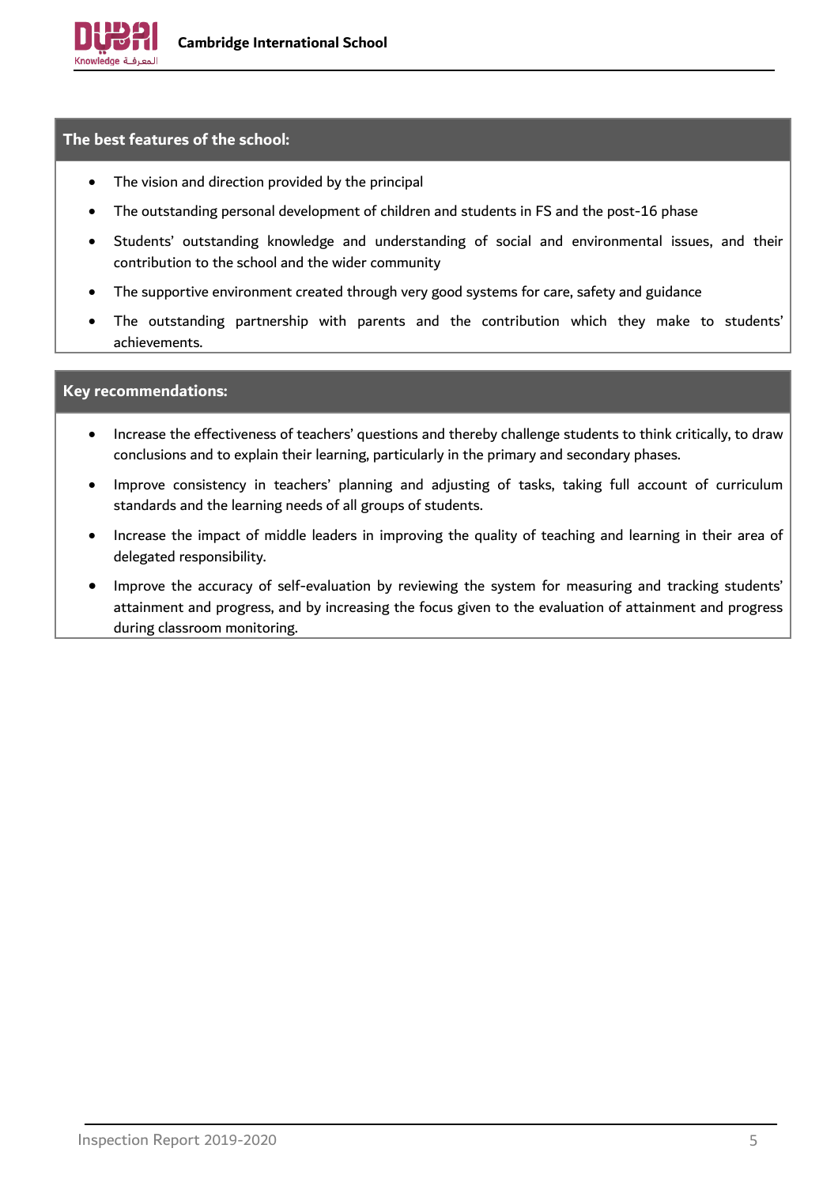## The best features of the school:

- The vision and direction provided by the principal
- The outstanding personal development of children and students in FS and the post-16 phase
- Students' outstanding knowledge and understanding of social and environmental issues, and their contribution to the school and the wider community
- The supportive environment created through very good systems for care, safety and guidance
- The outstanding partnership with parents and the contribution which they make to students' achievements.

## Key recommendations:

- Increase the effectiveness of teachers' questions and thereby challenge students to think critically, to draw conclusions and to explain their learning, particularly in the primary and secondary phases.
- Improve consistency in teachers' planning and adjusting of tasks, taking full account of curriculum standards and the learning needs of all groups of students.
- Increase the impact of middle leaders in improving the quality of teaching and learning in their area of delegated responsibility.
- Improve the accuracy of self-evaluation by reviewing the system for measuring and tracking students' attainment and progress, and by increasing the focus given to the evaluation of attainment and progress during classroom monitoring.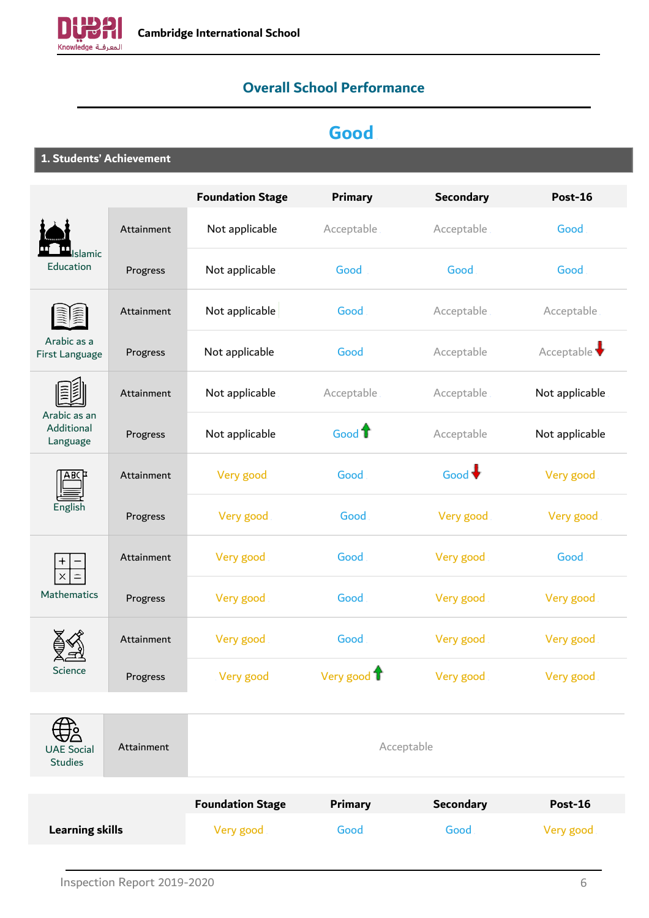## Overall School Performance

# Good

### 1. Students' Achievement

| | | Foundation Stage | Primary | Secondary | Post-16 |
|---|---|---|---|---|---|
| Islamic Education | Attainment | Not applicable | Acceptable | Acceptable | Good |
| | Progress | Not applicable | Good | Good | Good |
| Arabic as a First Language | Attainment | Not applicable | Good | Acceptable | Acceptable |
| | Progress | Not applicable | Good | Acceptable | Acceptable ↓ |
| Arabic as an Additional Language | Attainment | Not applicable | Acceptable | Acceptable | Not applicable |
| | Progress | Not applicable | Good ↑ | Acceptable | Not applicable |
| English | Attainment | Very good | Good | Good ↓ | Very good |
| | Progress | Very good | Good | Very good | Very good |
| Mathematics | Attainment | Very good | Good | Very good | Good |
| | Progress | Very good | Good | Very good | Very good |
| Science | Attainment | Very good | Good | Very good | Very good |
| | Progress | Very good | Very good ↑ | Very good | Very good |

| | | |
|---|---|---|
| UAE Social Studies | Attainment | Acceptable |

| | Foundation Stage | Primary | Secondary | Post-16 |
|---|---|---|---|---|
| **Learning skills** | Very good | Good | Good | Very good |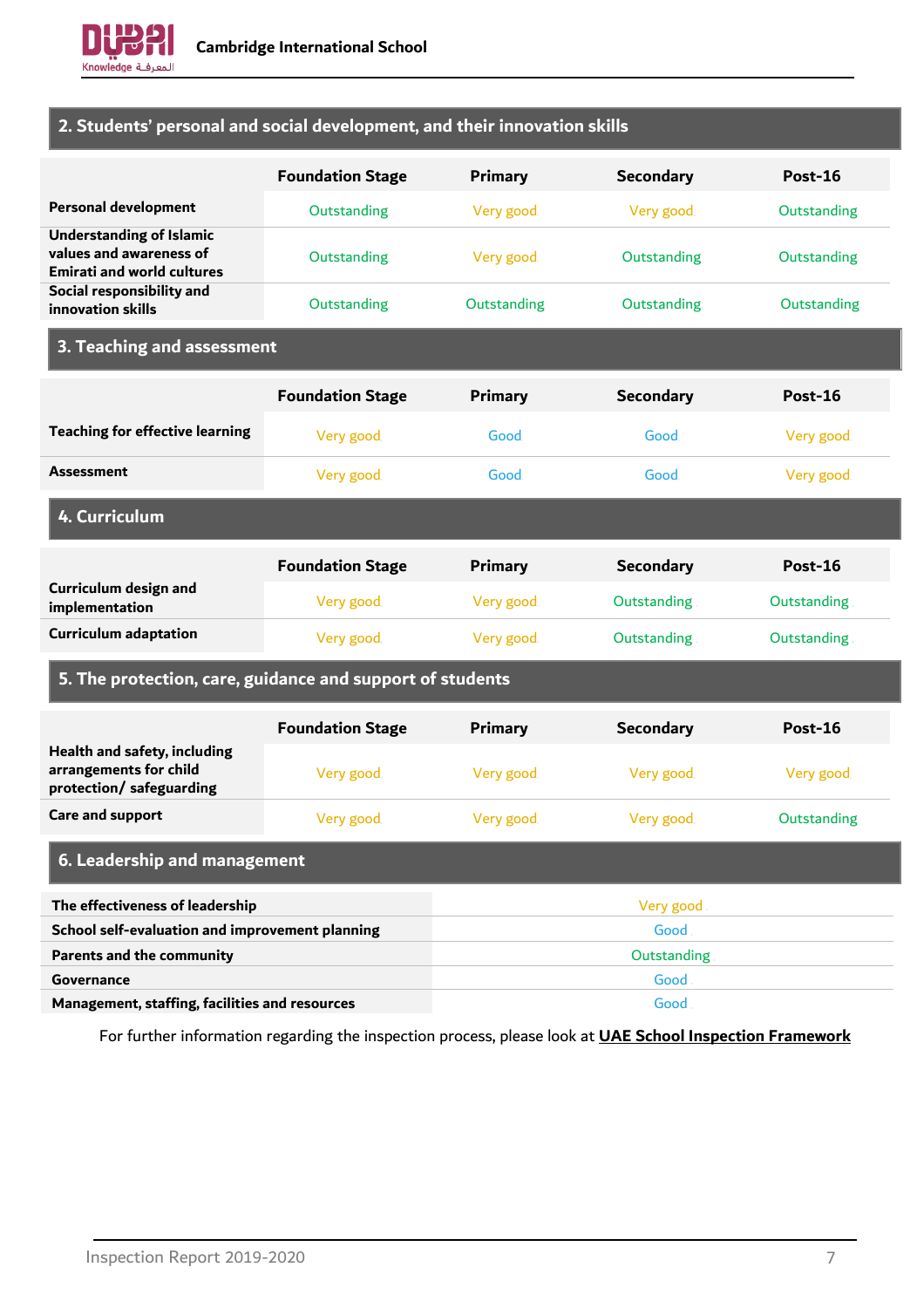## 2. Students' personal and social development, and their innovation skills

| | Foundation Stage | Primary | Secondary | Post-16 |
|---|---|---|---|---|
| **Personal development** | Outstanding | Very good | Very good | Outstanding |
| **Understanding of Islamic values and awareness of Emirati and world cultures** | Outstanding | Very good | Outstanding | Outstanding |
| **Social responsibility and innovation skills** | Outstanding | Outstanding | Outstanding | Outstanding |

## 3. Teaching and assessment

| | Foundation Stage | Primary | Secondary | Post-16 |
|---|---|---|---|---|
| **Teaching for effective learning** | Very good | Good | Good | Very good |
| **Assessment** | Very good | Good | Good | Very good |

## 4. Curriculum

| | Foundation Stage | Primary | Secondary | Post-16 |
|---|---|---|---|---|
| **Curriculum design and implementation** | Very good | Very good | Outstanding | Outstanding |
| **Curriculum adaptation** | Very good | Very good | Outstanding | Outstanding |

## 5. The protection, care, guidance and support of students

| | Foundation Stage | Primary | Secondary | Post-16 |
|---|---|---|---|---|
| **Health and safety, including arrangements for child protection/ safeguarding** | Very good | Very good | Very good | Very good |
| **Care and support** | Very good | Very good | Very good | Outstanding |

## 6. Leadership and management

| | |
|---|---|
| **The effectiveness of leadership** | Very good |
| **School self-evaluation and improvement planning** | Good |
| **Parents and the community** | Outstanding |
| **Governance** | Good |
| **Management, staffing, facilities and resources** | Good |

For further information regarding the inspection process, please look at **UAE School Inspection Framework**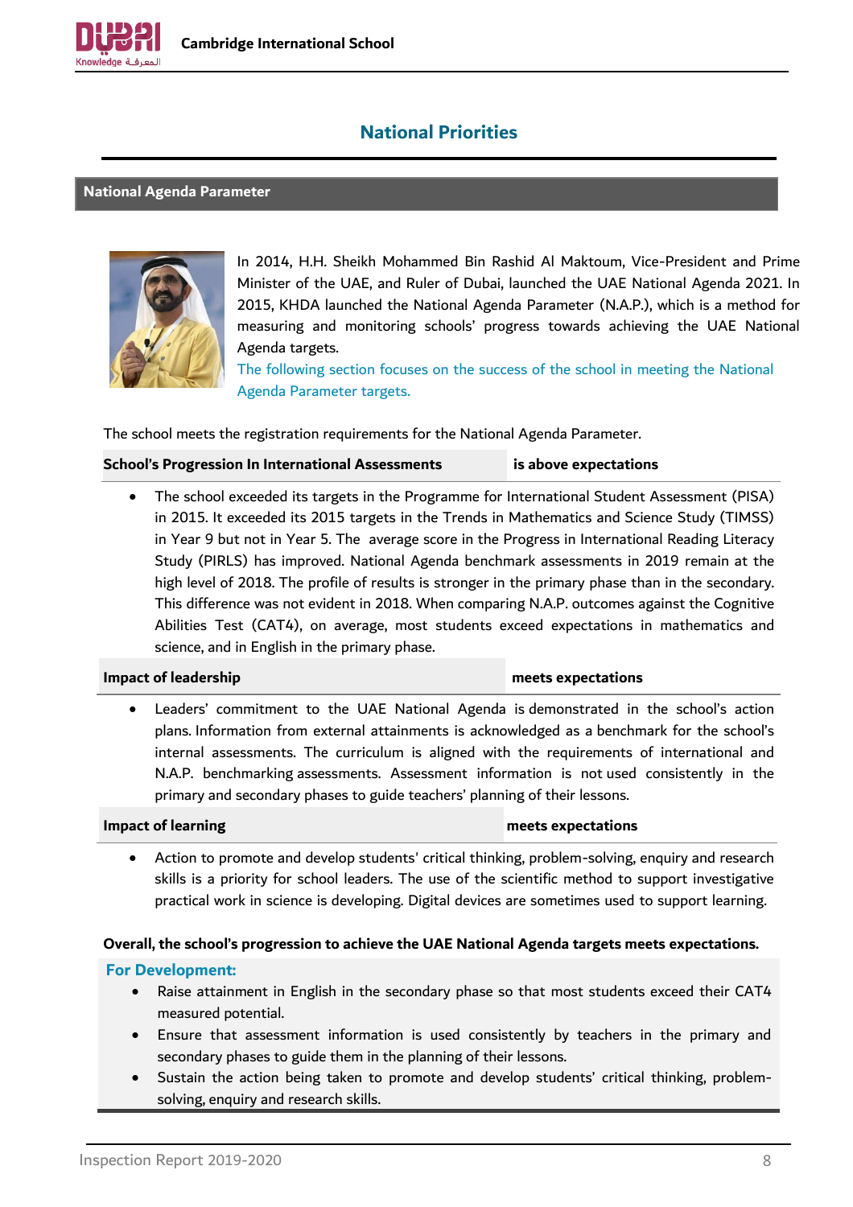# National Priorities

## National Agenda Parameter

In 2014, H.H. Sheikh Mohammed Bin Rashid Al Maktoum, Vice-President and Prime Minister of the UAE, and Ruler of Dubai, launched the UAE National Agenda 2021. In 2015, KHDA launched the National Agenda Parameter (N.A.P.), which is a method for measuring and monitoring schools' progress towards achieving the UAE National Agenda targets.

The following section focuses on the success of the school in meeting the National Agenda Parameter targets.

The school meets the registration requirements for the National Agenda Parameter.

| School's Progression In International Assessments | is above expectations |
|---|---|

- The school exceeded its targets in the Programme for International Student Assessment (PISA) in 2015. It exceeded its 2015 targets in the Trends in Mathematics and Science Study (TIMSS) in Year 9 but not in Year 5. The average score in the Progress in International Reading Literacy Study (PIRLS) has improved. National Agenda benchmark assessments in 2019 remain at the high level of 2018. The profile of results is stronger in the primary phase than in the secondary. This difference was not evident in 2018. When comparing N.A.P. outcomes against the Cognitive Abilities Test (CAT4), on average, most students exceed expectations in mathematics and science, and in English in the primary phase.

| Impact of leadership | meets expectations |
|---|---|

- Leaders' commitment to the UAE National Agenda is demonstrated in the school's action plans. Information from external attainments is acknowledged as a benchmark for the school's internal assessments. The curriculum is aligned with the requirements of international and N.A.P. benchmarking assessments. Assessment information is not used consistently in the primary and secondary phases to guide teachers' planning of their lessons.

| Impact of learning | meets expectations |
|---|---|

- Action to promote and develop students' critical thinking, problem-solving, enquiry and research skills is a priority for school leaders. The use of the scientific method to support investigative practical work in science is developing. Digital devices are sometimes used to support learning.

**Overall, the school's progression to achieve the UAE National Agenda targets meets expectations.**

**For Development:**

- Raise attainment in English in the secondary phase so that most students exceed their CAT4 measured potential.
- Ensure that assessment information is used consistently by teachers in the primary and secondary phases to guide them in the planning of their lessons.
- Sustain the action being taken to promote and develop students' critical thinking, problem-solving, enquiry and research skills.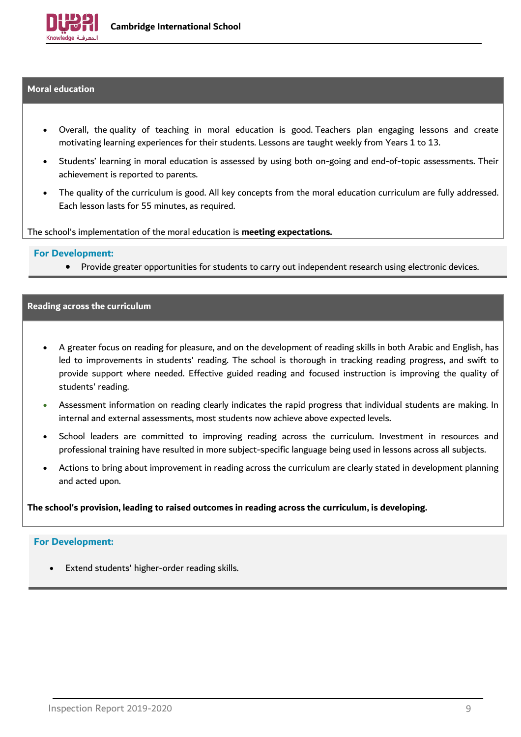## Moral education

- Overall, the quality of teaching in moral education is good. Teachers plan engaging lessons and create motivating learning experiences for their students. Lessons are taught weekly from Years 1 to 13.
- Students' learning in moral education is assessed by using both on-going and end-of-topic assessments. Their achievement is reported to parents.
- The quality of the curriculum is good. All key concepts from the moral education curriculum are fully addressed. Each lesson lasts for 55 minutes, as required.

The school's implementation of the moral education is **meeting expectations.**

**For Development:**

- Provide greater opportunities for students to carry out independent research using electronic devices.

## Reading across the curriculum

- A greater focus on reading for pleasure, and on the development of reading skills in both Arabic and English, has led to improvements in students' reading. The school is thorough in tracking reading progress, and swift to provide support where needed. Effective guided reading and focused instruction is improving the quality of students' reading.
- Assessment information on reading clearly indicates the rapid progress that individual students are making. In internal and external assessments, most students now achieve above expected levels.
- School leaders are committed to improving reading across the curriculum. Investment in resources and professional training have resulted in more subject-specific language being used in lessons across all subjects.
- Actions to bring about improvement in reading across the curriculum are clearly stated in development planning and acted upon.

**The school's provision, leading to raised outcomes in reading across the curriculum, is developing.**

**For Development:**

- Extend students' higher-order reading skills.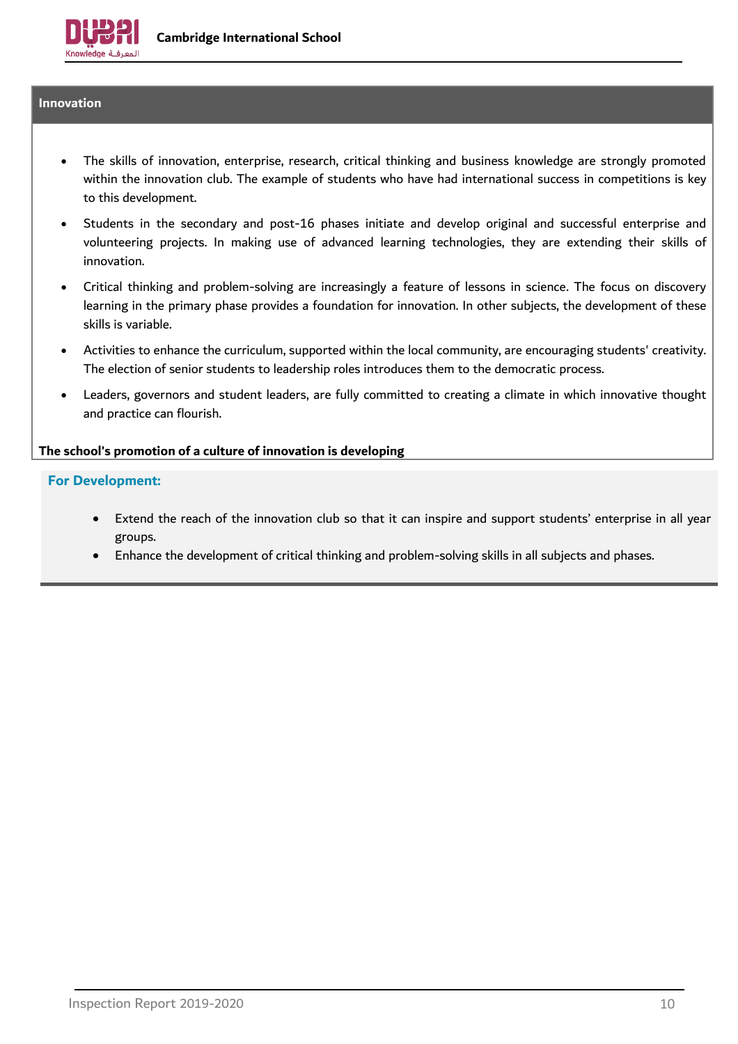## Innovation

- The skills of innovation, enterprise, research, critical thinking and business knowledge are strongly promoted within the innovation club. The example of students who have had international success in competitions is key to this development.
- Students in the secondary and post-16 phases initiate and develop original and successful enterprise and volunteering projects. In making use of advanced learning technologies, they are extending their skills of innovation.
- Critical thinking and problem-solving are increasingly a feature of lessons in science. The focus on discovery learning in the primary phase provides a foundation for innovation. In other subjects, the development of these skills is variable.
- Activities to enhance the curriculum, supported within the local community, are encouraging students' creativity. The election of senior students to leadership roles introduces them to the democratic process.
- Leaders, governors and student leaders, are fully committed to creating a climate in which innovative thought and practice can flourish.

**The school's promotion of a culture of innovation is developing**

**For Development:**

- Extend the reach of the innovation club so that it can inspire and support students' enterprise in all year groups.
- Enhance the development of critical thinking and problem-solving skills in all subjects and phases.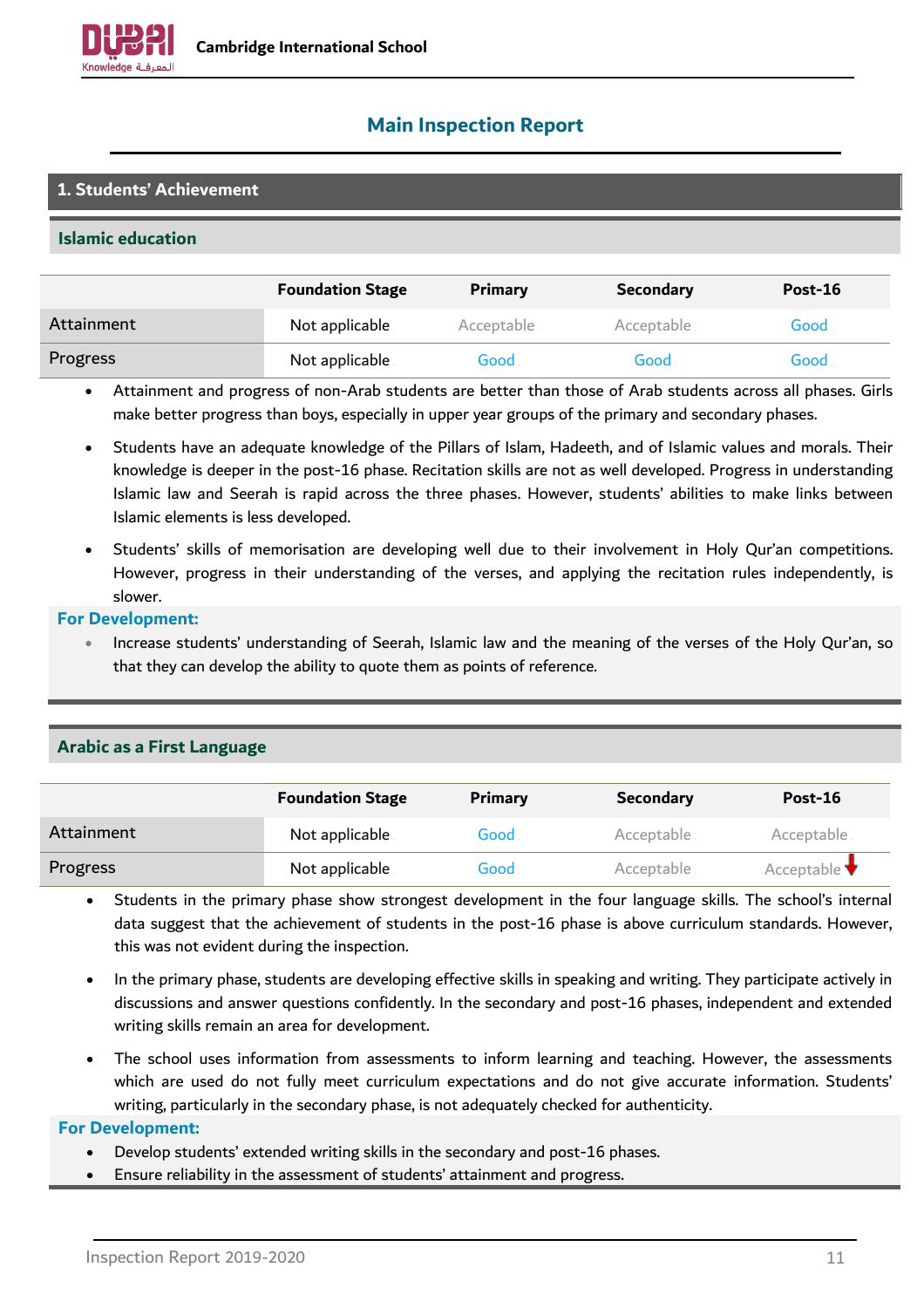## Main Inspection Report

### 1. Students' Achievement

#### Islamic education

| | Foundation Stage | Primary | Secondary | Post-16 |
|---|---|---|---|---|
| Attainment | Not applicable | Acceptable | Acceptable | Good |
| Progress | Not applicable | Good | Good | Good |

- Attainment and progress of non-Arab students are better than those of Arab students across all phases. Girls make better progress than boys, especially in upper year groups of the primary and secondary phases.
- Students have an adequate knowledge of the Pillars of Islam, Hadeeth, and of Islamic values and morals. Their knowledge is deeper in the post-16 phase. Recitation skills are not as well developed. Progress in understanding Islamic law and Seerah is rapid across the three phases. However, students' abilities to make links between Islamic elements is less developed.
- Students' skills of memorisation are developing well due to their involvement in Holy Qur'an competitions. However, progress in their understanding of the verses, and applying the recitation rules independently, is slower.

**For Development:**

- Increase students' understanding of Seerah, Islamic law and the meaning of the verses of the Holy Qur'an, so that they can develop the ability to quote them as points of reference.

#### Arabic as a First Language

| | Foundation Stage | Primary | Secondary | Post-16 |
|---|---|---|---|---|
| Attainment | Not applicable | Good | Acceptable | Acceptable |
| Progress | Not applicable | Good | Acceptable | Acceptable ↓ |

- Students in the primary phase show strongest development in the four language skills. The school's internal data suggest that the achievement of students in the post-16 phase is above curriculum standards. However, this was not evident during the inspection.
- In the primary phase, students are developing effective skills in speaking and writing. They participate actively in discussions and answer questions confidently. In the secondary and post-16 phases, independent and extended writing skills remain an area for development.
- The school uses information from assessments to inform learning and teaching. However, the assessments which are used do not fully meet curriculum expectations and do not give accurate information. Students' writing, particularly in the secondary phase, is not adequately checked for authenticity.

**For Development:**

- Develop students' extended writing skills in the secondary and post-16 phases.
- Ensure reliability in the assessment of students' attainment and progress.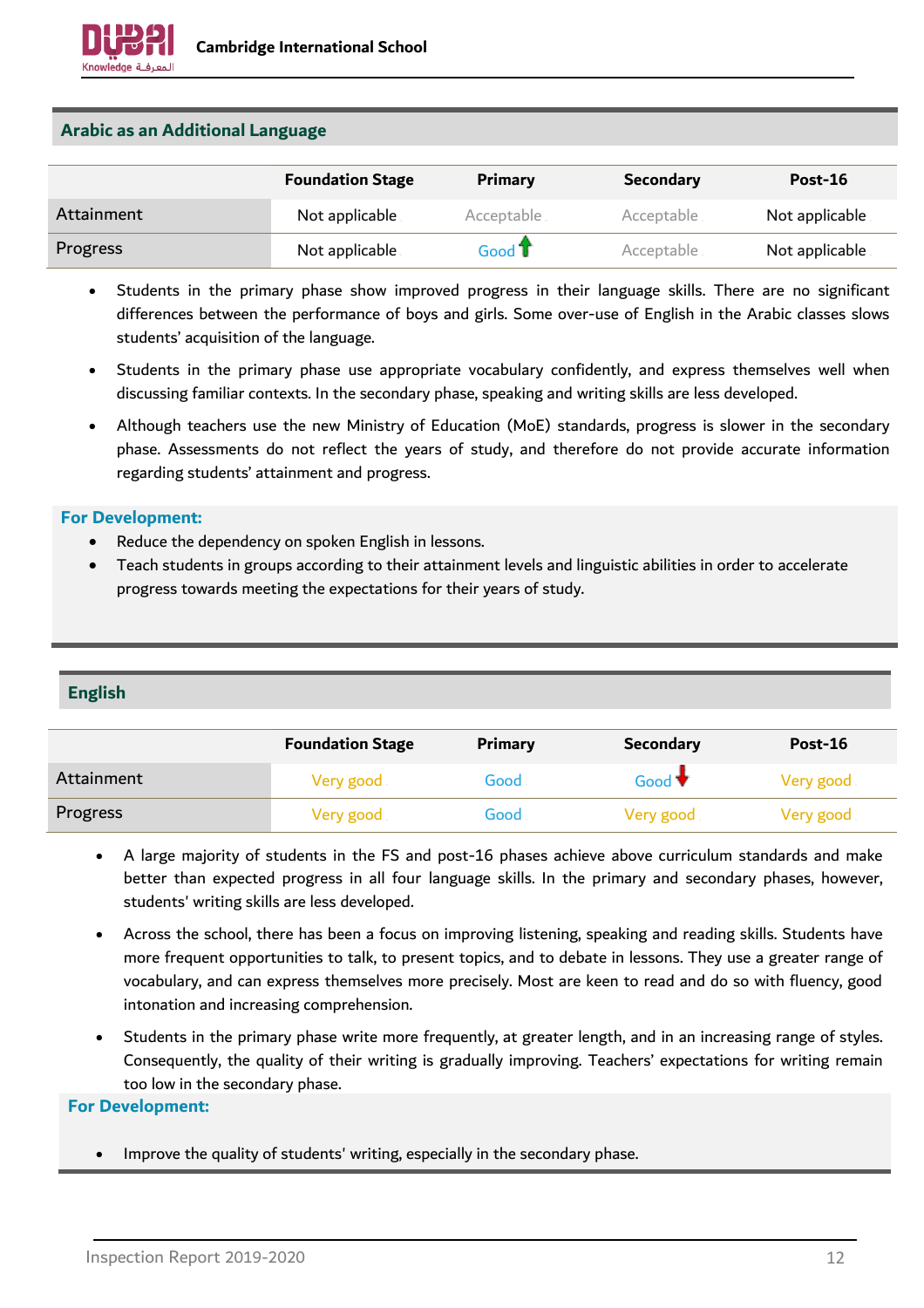## Arabic as an Additional Language

| | Foundation Stage | Primary | Secondary | Post-16 |
|---|---|---|---|---|
| Attainment | Not applicable | Acceptable | Acceptable | Not applicable |
| Progress | Not applicable | Good ↑ | Acceptable | Not applicable |

- Students in the primary phase show improved progress in their language skills. There are no significant differences between the performance of boys and girls. Some over-use of English in the Arabic classes slows students' acquisition of the language.
- Students in the primary phase use appropriate vocabulary confidently, and express themselves well when discussing familiar contexts. In the secondary phase, speaking and writing skills are less developed.
- Although teachers use the new Ministry of Education (MoE) standards, progress is slower in the secondary phase. Assessments do not reflect the years of study, and therefore do not provide accurate information regarding students' attainment and progress.

**For Development:**

- Reduce the dependency on spoken English in lessons.
- Teach students in groups according to their attainment levels and linguistic abilities in order to accelerate progress towards meeting the expectations for their years of study.

## English

| | Foundation Stage | Primary | Secondary | Post-16 |
|---|---|---|---|---|
| Attainment | Very good | Good | Good ↓ | Very good |
| Progress | Very good | Good | Very good | Very good |

- A large majority of students in the FS and post-16 phases achieve above curriculum standards and make better than expected progress in all four language skills. In the primary and secondary phases, however, students' writing skills are less developed.
- Across the school, there has been a focus on improving listening, speaking and reading skills. Students have more frequent opportunities to talk, to present topics, and to debate in lessons. They use a greater range of vocabulary, and can express themselves more precisely. Most are keen to read and do so with fluency, good intonation and increasing comprehension.
- Students in the primary phase write more frequently, at greater length, and in an increasing range of styles. Consequently, the quality of their writing is gradually improving. Teachers' expectations for writing remain too low in the secondary phase.

**For Development:**

- Improve the quality of students' writing, especially in the secondary phase.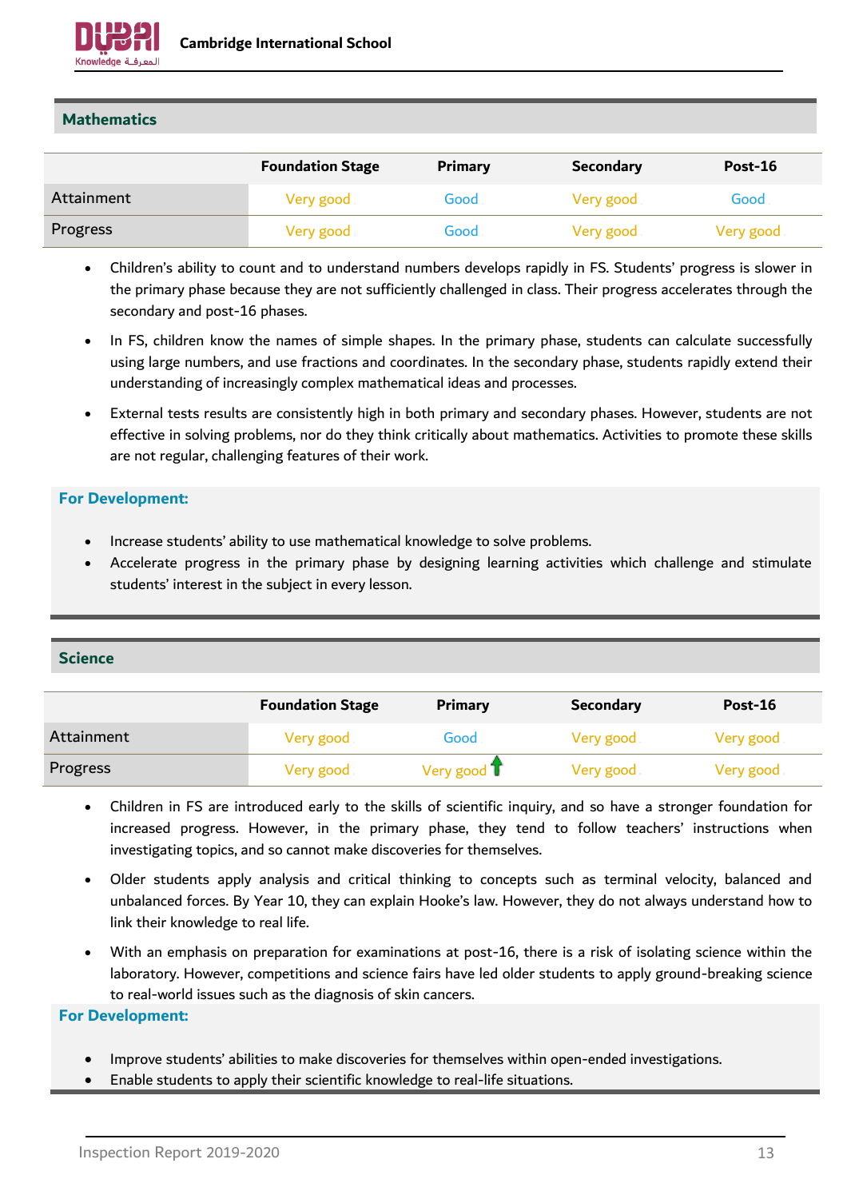## Mathematics

| | Foundation Stage | Primary | Secondary | Post-16 |
|---|---|---|---|---|
| Attainment | Very good | Good | Very good | Good |
| Progress | Very good | Good | Very good | Very good |

- Children's ability to count and to understand numbers develops rapidly in FS. Students' progress is slower in the primary phase because they are not sufficiently challenged in class. Their progress accelerates through the secondary and post-16 phases.
- In FS, children know the names of simple shapes. In the primary phase, students can calculate successfully using large numbers, and use fractions and coordinates. In the secondary phase, students rapidly extend their understanding of increasingly complex mathematical ideas and processes.
- External tests results are consistently high in both primary and secondary phases. However, students are not effective in solving problems, nor do they think critically about mathematics. Activities to promote these skills are not regular, challenging features of their work.

**For Development:**

- Increase students' ability to use mathematical knowledge to solve problems.
- Accelerate progress in the primary phase by designing learning activities which challenge and stimulate students' interest in the subject in every lesson.

## Science

| | Foundation Stage | Primary | Secondary | Post-16 |
|---|---|---|---|---|
| Attainment | Very good | Good | Very good | Very good |
| Progress | Very good | Very good ↑ | Very good | Very good |

- Children in FS are introduced early to the skills of scientific inquiry, and so have a stronger foundation for increased progress. However, in the primary phase, they tend to follow teachers' instructions when investigating topics, and so cannot make discoveries for themselves.
- Older students apply analysis and critical thinking to concepts such as terminal velocity, balanced and unbalanced forces. By Year 10, they can explain Hooke's law. However, they do not always understand how to link their knowledge to real life.
- With an emphasis on preparation for examinations at post-16, there is a risk of isolating science within the laboratory. However, competitions and science fairs have led older students to apply ground-breaking science to real-world issues such as the diagnosis of skin cancers.

**For Development:**

- Improve students' abilities to make discoveries for themselves within open-ended investigations.
- Enable students to apply their scientific knowledge to real-life situations.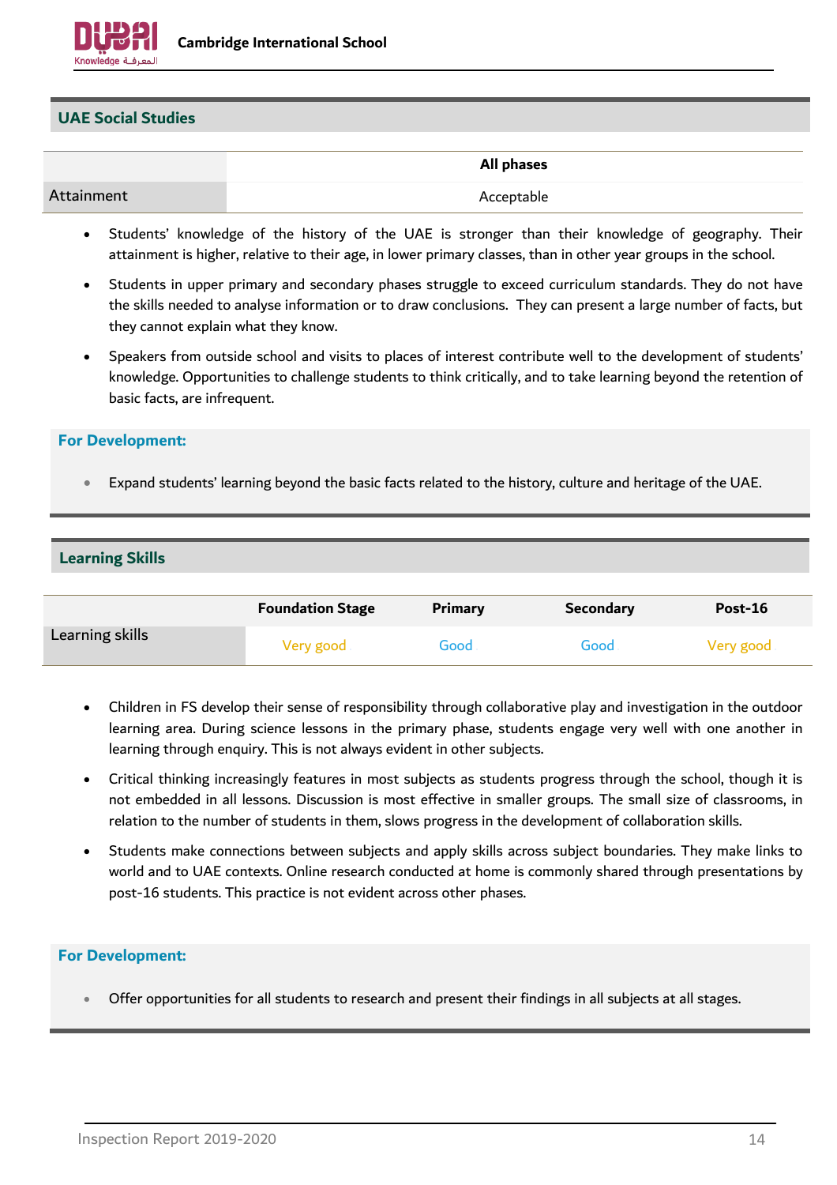## UAE Social Studies

| | All phases |
|---|---|
| Attainment | Acceptable |

- Students' knowledge of the history of the UAE is stronger than their knowledge of geography. Their attainment is higher, relative to their age, in lower primary classes, than in other year groups in the school.
- Students in upper primary and secondary phases struggle to exceed curriculum standards. They do not have the skills needed to analyse information or to draw conclusions. They can present a large number of facts, but they cannot explain what they know.
- Speakers from outside school and visits to places of interest contribute well to the development of students' knowledge. Opportunities to challenge students to think critically, and to take learning beyond the retention of basic facts, are infrequent.

### For Development:

- Expand students' learning beyond the basic facts related to the history, culture and heritage of the UAE.

## Learning Skills

| | Foundation Stage | Primary | Secondary | Post-16 |
|---|---|---|---|---|
| Learning skills | Very good | Good | Good | Very good |

- Children in FS develop their sense of responsibility through collaborative play and investigation in the outdoor learning area. During science lessons in the primary phase, students engage very well with one another in learning through enquiry. This is not always evident in other subjects.
- Critical thinking increasingly features in most subjects as students progress through the school, though it is not embedded in all lessons. Discussion is most effective in smaller groups. The small size of classrooms, in relation to the number of students in them, slows progress in the development of collaboration skills.
- Students make connections between subjects and apply skills across subject boundaries. They make links to world and to UAE contexts. Online research conducted at home is commonly shared through presentations by post-16 students. This practice is not evident across other phases.

### For Development:

- Offer opportunities for all students to research and present their findings in all subjects at all stages.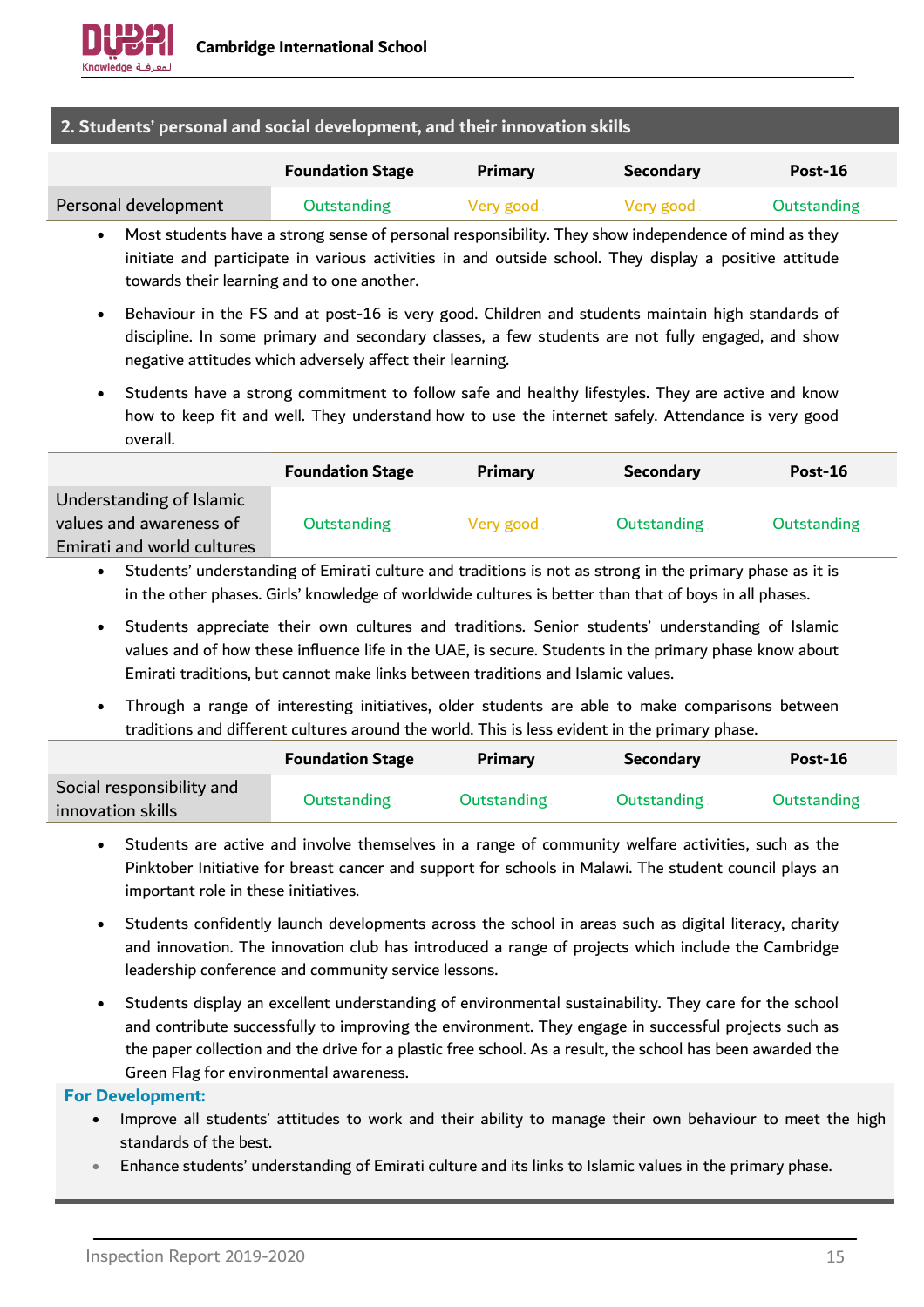## 2. Students' personal and social development, and their innovation skills

| | Foundation Stage | Primary | Secondary | Post-16 |
|---|---|---|---|---|
| Personal development | Outstanding | Very good | Very good | Outstanding |

- Most students have a strong sense of personal responsibility. They show independence of mind as they initiate and participate in various activities in and outside school. They display a positive attitude towards their learning and to one another.
- Behaviour in the FS and at post-16 is very good. Children and students maintain high standards of discipline. In some primary and secondary classes, a few students are not fully engaged, and show negative attitudes which adversely affect their learning.
- Students have a strong commitment to follow safe and healthy lifestyles. They are active and know how to keep fit and well. They understand how to use the internet safely. Attendance is very good overall.

| | Foundation Stage | Primary | Secondary | Post-16 |
|---|---|---|---|---|
| Understanding of Islamic values and awareness of Emirati and world cultures | Outstanding | Very good | Outstanding | Outstanding |

- Students' understanding of Emirati culture and traditions is not as strong in the primary phase as it is in the other phases. Girls' knowledge of worldwide cultures is better than that of boys in all phases.
- Students appreciate their own cultures and traditions. Senior students' understanding of Islamic values and of how these influence life in the UAE, is secure. Students in the primary phase know about Emirati traditions, but cannot make links between traditions and Islamic values.
- Through a range of interesting initiatives, older students are able to make comparisons between traditions and different cultures around the world. This is less evident in the primary phase.

| | Foundation Stage | Primary | Secondary | Post-16 |
|---|---|---|---|---|
| Social responsibility and innovation skills | Outstanding | Outstanding | Outstanding | Outstanding |

- Students are active and involve themselves in a range of community welfare activities, such as the Pinktober Initiative for breast cancer and support for schools in Malawi. The student council plays an important role in these initiatives.
- Students confidently launch developments across the school in areas such as digital literacy, charity and innovation. The innovation club has introduced a range of projects which include the Cambridge leadership conference and community service lessons.
- Students display an excellent understanding of environmental sustainability. They care for the school and contribute successfully to improving the environment. They engage in successful projects such as the paper collection and the drive for a plastic free school. As a result, the school has been awarded the Green Flag for environmental awareness.

**For Development:**

- Improve all students' attitudes to work and their ability to manage their own behaviour to meet the high standards of the best.
- Enhance students' understanding of Emirati culture and its links to Islamic values in the primary phase.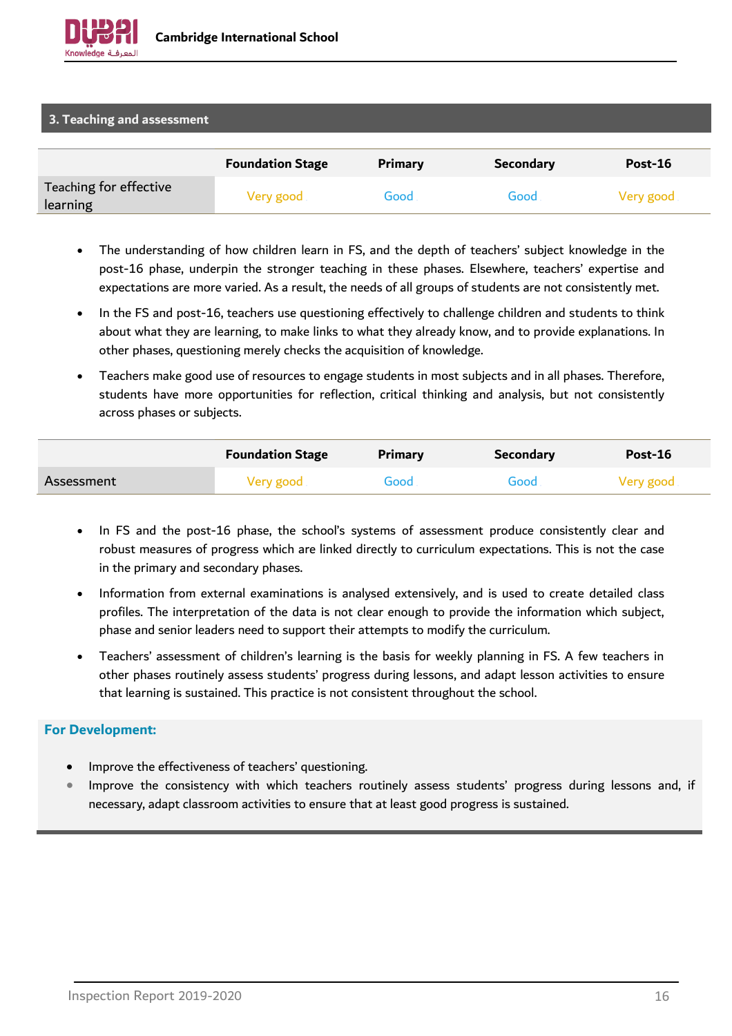## 3. Teaching and assessment

| | Foundation Stage | Primary | Secondary | Post-16 |
|---|---|---|---|---|
| Teaching for effective learning | Very good | Good | Good | Very good |

- The understanding of how children learn in FS, and the depth of teachers' subject knowledge in the post-16 phase, underpin the stronger teaching in these phases. Elsewhere, teachers' expertise and expectations are more varied. As a result, the needs of all groups of students are not consistently met.
- In the FS and post-16, teachers use questioning effectively to challenge children and students to think about what they are learning, to make links to what they already know, and to provide explanations. In other phases, questioning merely checks the acquisition of knowledge.
- Teachers make good use of resources to engage students in most subjects and in all phases. Therefore, students have more opportunities for reflection, critical thinking and analysis, but not consistently across phases or subjects.

| | Foundation Stage | Primary | Secondary | Post-16 |
|---|---|---|---|---|
| Assessment | Very good | Good | Good | Very good |

- In FS and the post-16 phase, the school's systems of assessment produce consistently clear and robust measures of progress which are linked directly to curriculum expectations. This is not the case in the primary and secondary phases.
- Information from external examinations is analysed extensively, and is used to create detailed class profiles. The interpretation of the data is not clear enough to provide the information which subject, phase and senior leaders need to support their attempts to modify the curriculum.
- Teachers' assessment of children's learning is the basis for weekly planning in FS. A few teachers in other phases routinely assess students' progress during lessons, and adapt lesson activities to ensure that learning is sustained. This practice is not consistent throughout the school.

**For Development:**

- Improve the effectiveness of teachers' questioning.
- Improve the consistency with which teachers routinely assess students' progress during lessons and, if necessary, adapt classroom activities to ensure that at least good progress is sustained.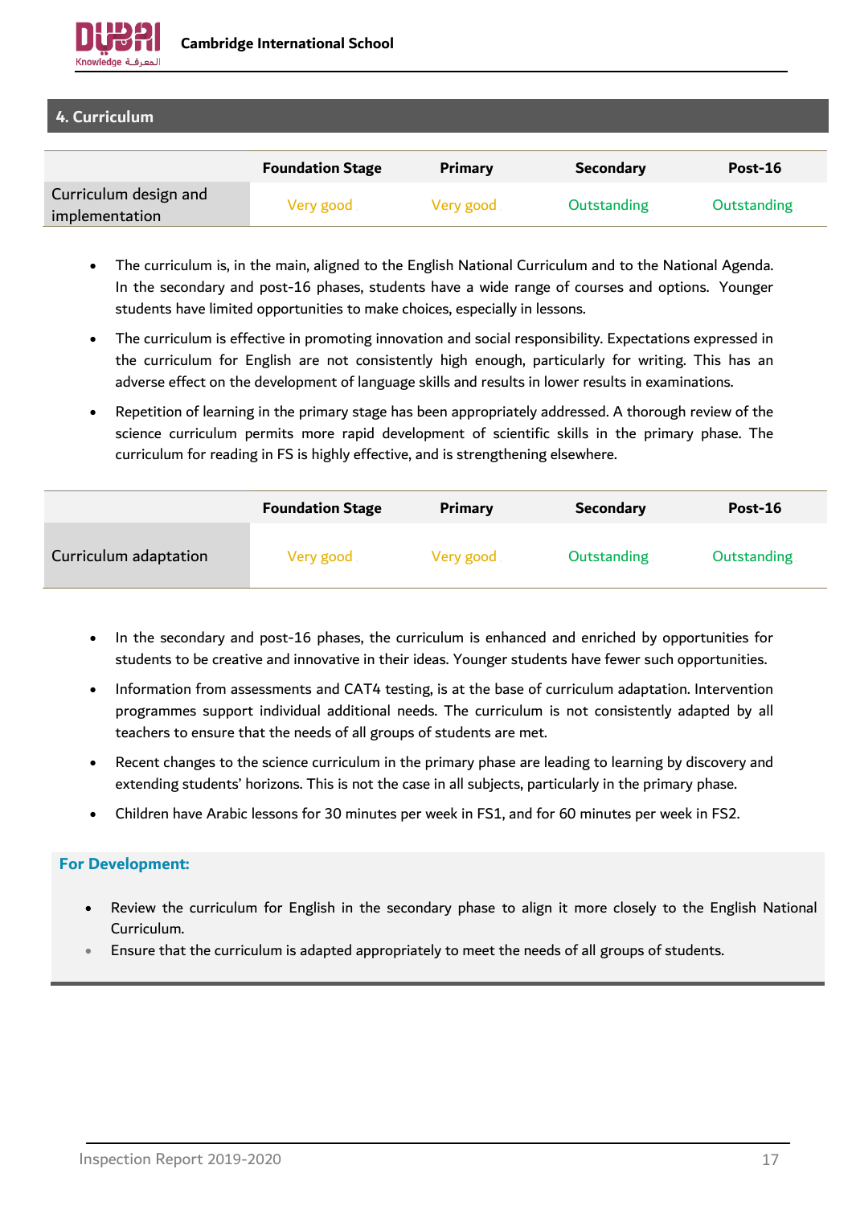## 4. Curriculum

| | Foundation Stage | Primary | Secondary | Post-16 |
|---|---|---|---|---|
| Curriculum design and implementation | Very good | Very good | Outstanding | Outstanding |

- The curriculum is, in the main, aligned to the English National Curriculum and to the National Agenda. In the secondary and post-16 phases, students have a wide range of courses and options. Younger students have limited opportunities to make choices, especially in lessons.
- The curriculum is effective in promoting innovation and social responsibility. Expectations expressed in the curriculum for English are not consistently high enough, particularly for writing. This has an adverse effect on the development of language skills and results in lower results in examinations.
- Repetition of learning in the primary stage has been appropriately addressed. A thorough review of the science curriculum permits more rapid development of scientific skills in the primary phase. The curriculum for reading in FS is highly effective, and is strengthening elsewhere.

| | Foundation Stage | Primary | Secondary | Post-16 |
|---|---|---|---|---|
| Curriculum adaptation | Very good | Very good | Outstanding | Outstanding |

- In the secondary and post-16 phases, the curriculum is enhanced and enriched by opportunities for students to be creative and innovative in their ideas. Younger students have fewer such opportunities.
- Information from assessments and CAT4 testing, is at the base of curriculum adaptation. Intervention programmes support individual additional needs. The curriculum is not consistently adapted by all teachers to ensure that the needs of all groups of students are met.
- Recent changes to the science curriculum in the primary phase are leading to learning by discovery and extending students' horizons. This is not the case in all subjects, particularly in the primary phase.
- Children have Arabic lessons for 30 minutes per week in FS1, and for 60 minutes per week in FS2.

**For Development:**

- Review the curriculum for English in the secondary phase to align it more closely to the English National Curriculum.
- Ensure that the curriculum is adapted appropriately to meet the needs of all groups of students.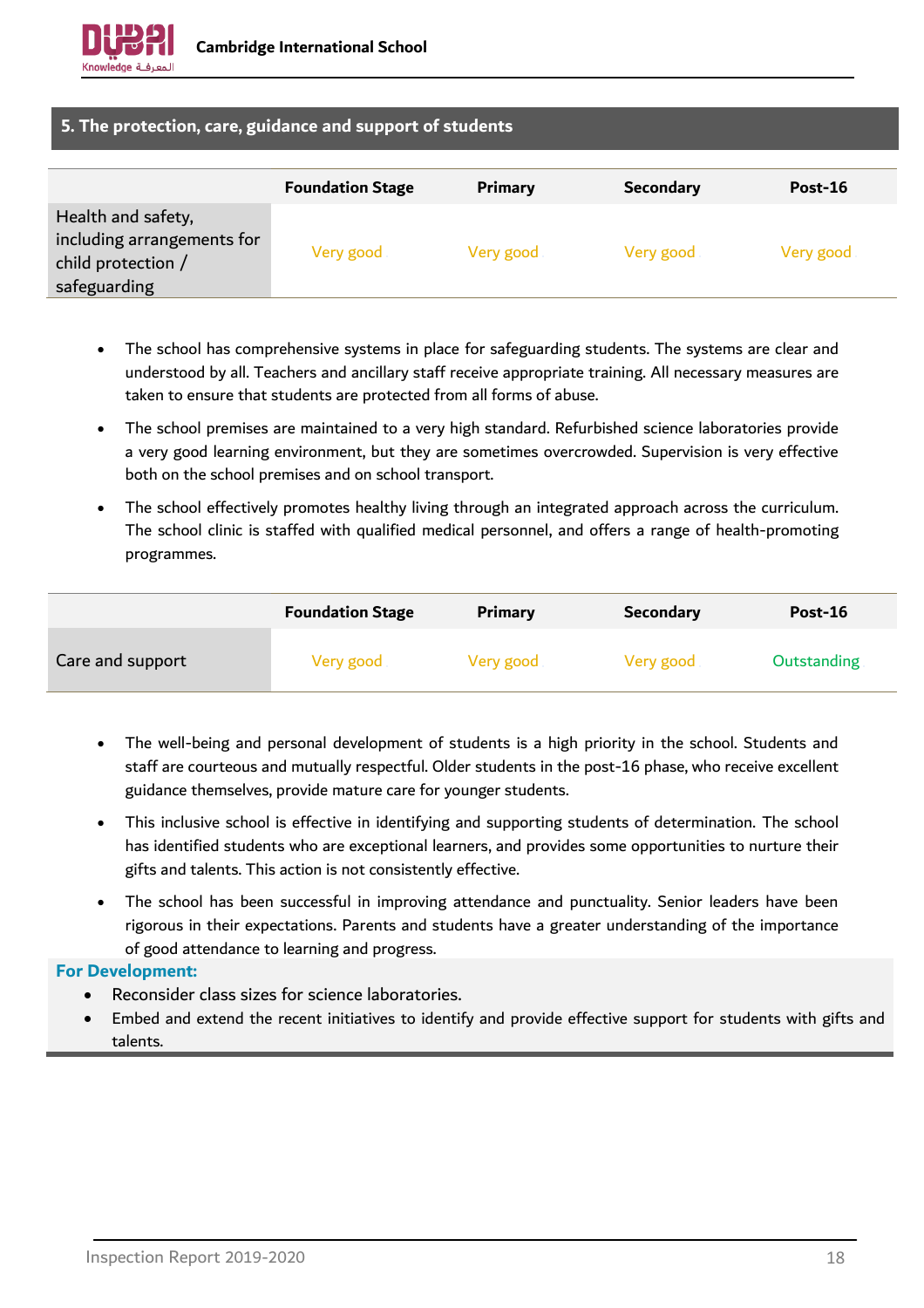## 5. The protection, care, guidance and support of students

| | Foundation Stage | Primary | Secondary | Post-16 |
|---|---|---|---|---|
| Health and safety, including arrangements for child protection / safeguarding | Very good | Very good | Very good | Very good |

- The school has comprehensive systems in place for safeguarding students. The systems are clear and understood by all. Teachers and ancillary staff receive appropriate training. All necessary measures are taken to ensure that students are protected from all forms of abuse.
- The school premises are maintained to a very high standard. Refurbished science laboratories provide a very good learning environment, but they are sometimes overcrowded. Supervision is very effective both on the school premises and on school transport.
- The school effectively promotes healthy living through an integrated approach across the curriculum. The school clinic is staffed with qualified medical personnel, and offers a range of health-promoting programmes.

| | Foundation Stage | Primary | Secondary | Post-16 |
|---|---|---|---|---|
| Care and support | Very good | Very good | Very good | Outstanding |

- The well-being and personal development of students is a high priority in the school. Students and staff are courteous and mutually respectful. Older students in the post-16 phase, who receive excellent guidance themselves, provide mature care for younger students.
- This inclusive school is effective in identifying and supporting students of determination. The school has identified students who are exceptional learners, and provides some opportunities to nurture their gifts and talents. This action is not consistently effective.
- The school has been successful in improving attendance and punctuality. Senior leaders have been rigorous in their expectations. Parents and students have a greater understanding of the importance of good attendance to learning and progress.

**For Development:**

- Reconsider class sizes for science laboratories.
- Embed and extend the recent initiatives to identify and provide effective support for students with gifts and talents.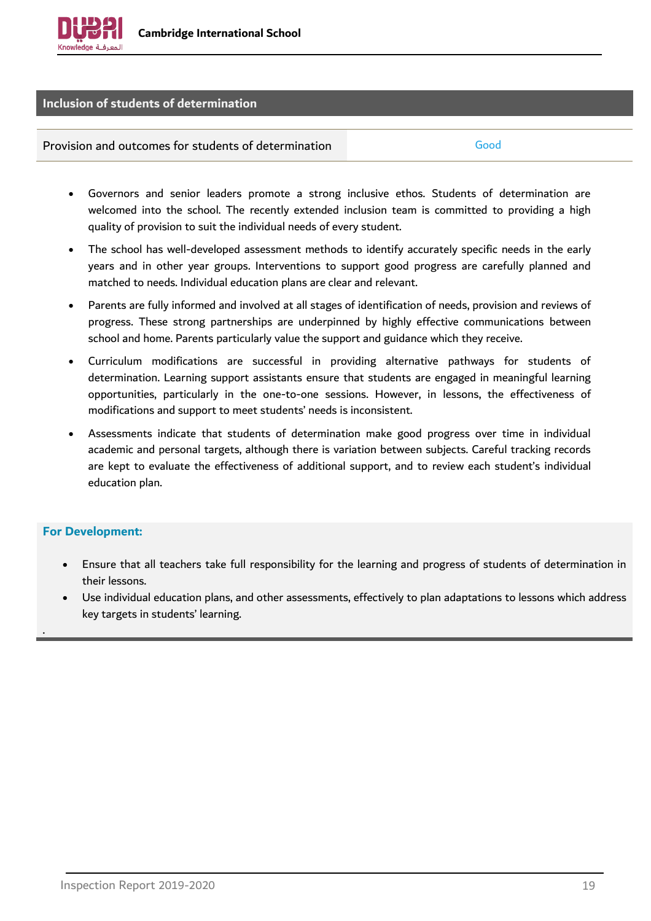## Inclusion of students of determination

| Provision and outcomes for students of determination | Good |
| --- | --- |

- Governors and senior leaders promote a strong inclusive ethos. Students of determination are welcomed into the school. The recently extended inclusion team is committed to providing a high quality of provision to suit the individual needs of every student.
- The school has well-developed assessment methods to identify accurately specific needs in the early years and in other year groups. Interventions to support good progress are carefully planned and matched to needs. Individual education plans are clear and relevant.
- Parents are fully informed and involved at all stages of identification of needs, provision and reviews of progress. These strong partnerships are underpinned by highly effective communications between school and home. Parents particularly value the support and guidance which they receive.
- Curriculum modifications are successful in providing alternative pathways for students of determination. Learning support assistants ensure that students are engaged in meaningful learning opportunities, particularly in the one-to-one sessions. However, in lessons, the effectiveness of modifications and support to meet students' needs is inconsistent.
- Assessments indicate that students of determination make good progress over time in individual academic and personal targets, although there is variation between subjects. Careful tracking records are kept to evaluate the effectiveness of additional support, and to review each student's individual education plan.

**For Development:**

- Ensure that all teachers take full responsibility for the learning and progress of students of determination in their lessons.
- Use individual education plans, and other assessments, effectively to plan adaptations to lessons which address key targets in students' learning.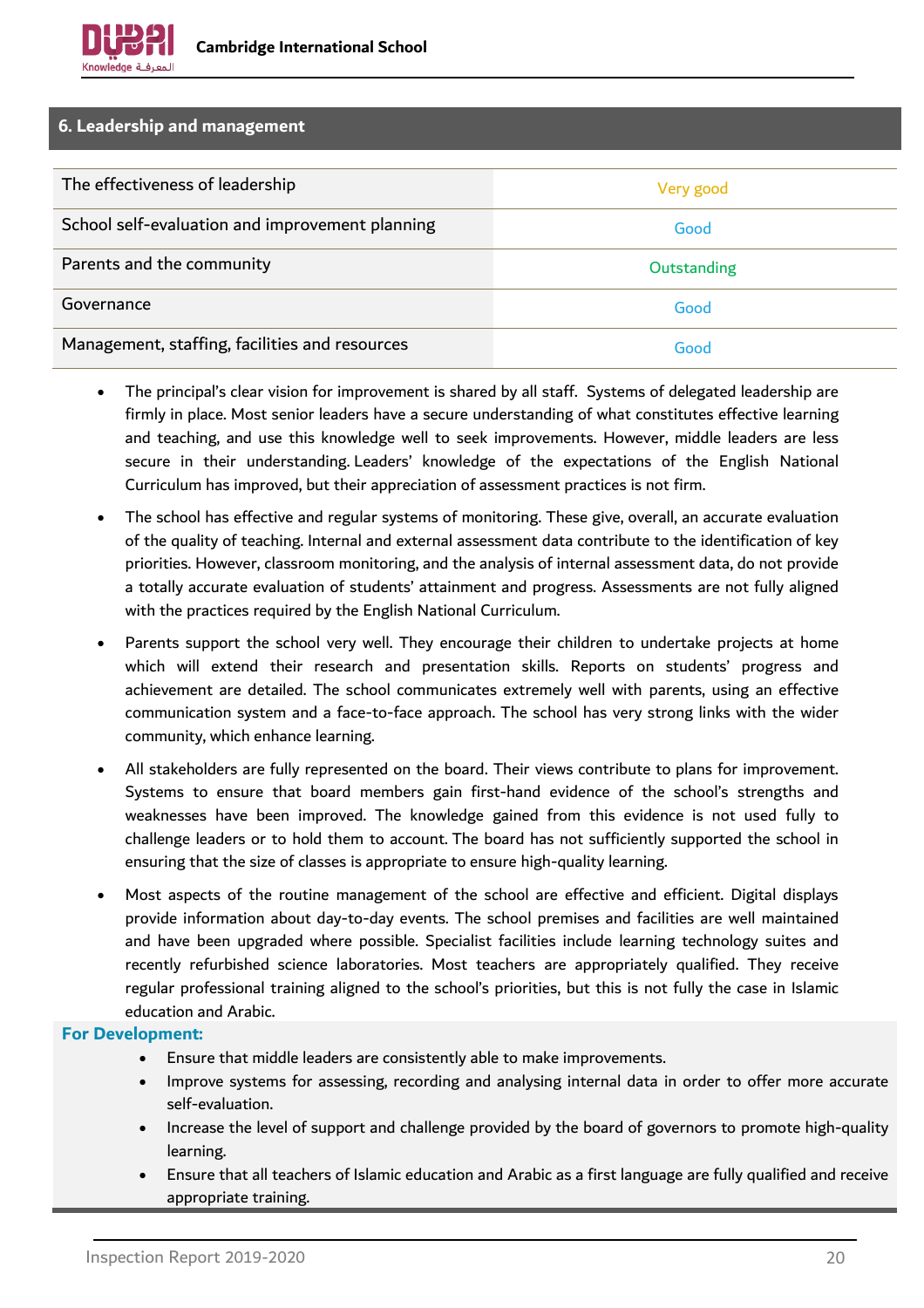## 6. Leadership and management

| | |
|---|---|
| The effectiveness of leadership | Very good |
| School self-evaluation and improvement planning | Good |
| Parents and the community | Outstanding |
| Governance | Good |
| Management, staffing, facilities and resources | Good |

- The principal's clear vision for improvement is shared by all staff. Systems of delegated leadership are firmly in place. Most senior leaders have a secure understanding of what constitutes effective learning and teaching, and use this knowledge well to seek improvements. However, middle leaders are less secure in their understanding. Leaders' knowledge of the expectations of the English National Curriculum has improved, but their appreciation of assessment practices is not firm.
- The school has effective and regular systems of monitoring. These give, overall, an accurate evaluation of the quality of teaching. Internal and external assessment data contribute to the identification of key priorities. However, classroom monitoring, and the analysis of internal assessment data, do not provide a totally accurate evaluation of students' attainment and progress. Assessments are not fully aligned with the practices required by the English National Curriculum.
- Parents support the school very well. They encourage their children to undertake projects at home which will extend their research and presentation skills. Reports on students' progress and achievement are detailed. The school communicates extremely well with parents, using an effective communication system and a face-to-face approach. The school has very strong links with the wider community, which enhance learning.
- All stakeholders are fully represented on the board. Their views contribute to plans for improvement. Systems to ensure that board members gain first-hand evidence of the school's strengths and weaknesses have been improved. The knowledge gained from this evidence is not used fully to challenge leaders or to hold them to account. The board has not sufficiently supported the school in ensuring that the size of classes is appropriate to ensure high-quality learning.
- Most aspects of the routine management of the school are effective and efficient. Digital displays provide information about day-to-day events. The school premises and facilities are well maintained and have been upgraded where possible. Specialist facilities include learning technology suites and recently refurbished science laboratories. Most teachers are appropriately qualified. They receive regular professional training aligned to the school's priorities, but this is not fully the case in Islamic education and Arabic.

**For Development:**

- Ensure that middle leaders are consistently able to make improvements.
- Improve systems for assessing, recording and analysing internal data in order to offer more accurate self-evaluation.
- Increase the level of support and challenge provided by the board of governors to promote high-quality learning.
- Ensure that all teachers of Islamic education and Arabic as a first language are fully qualified and receive appropriate training.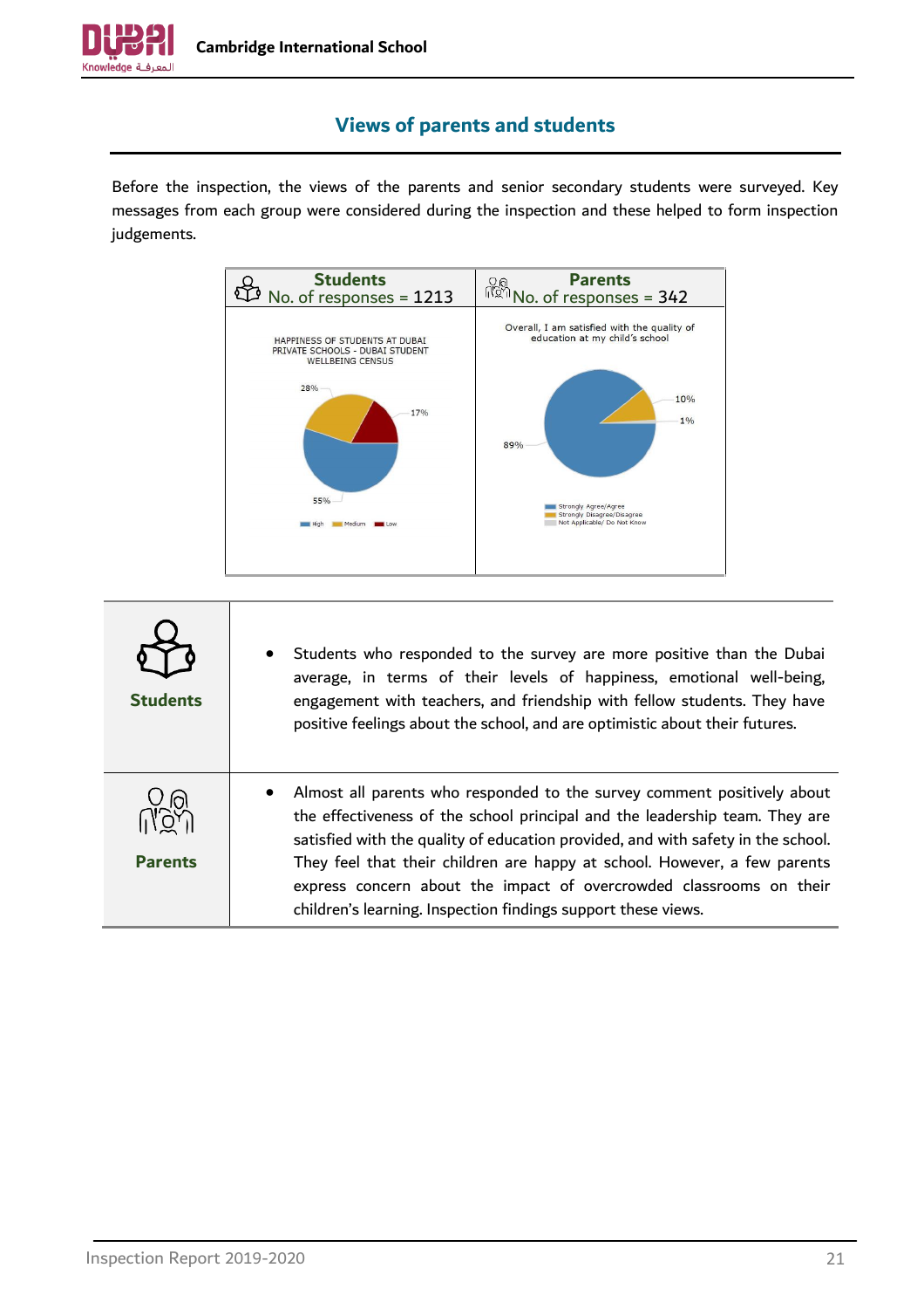## Views of parents and students

Before the inspection, the views of the parents and senior secondary students were surveyed. Key messages from each group were considered during the inspection and these helped to form inspection judgements.

| Students<br>No. of responses = 1213 | Parents<br>No. of responses = 342 |
|---|---|
| HAPPINESS OF STUDENTS AT DUBAI PRIVATE SCHOOLS - DUBAI STUDENT WELLBEING CENSUS<br>High: 55%, Medium: 28%, Low: 17% | Overall, I am satisfied with the quality of education at my child's school<br>Strongly Agree/Agree: 89%, Strongly Disagree/Disagree: 10%, Not Applicable/ Do Not Know: 1% |

| | |
|---|---|
| **Students** | • Students who responded to the survey are more positive than the Dubai average, in terms of their levels of happiness, emotional well-being, engagement with teachers, and friendship with fellow students. They have positive feelings about the school, and are optimistic about their futures. |
| **Parents** | • Almost all parents who responded to the survey comment positively about the effectiveness of the school principal and the leadership team. They are satisfied with the quality of education provided, and with safety in the school. They feel that their children are happy at school. However, a few parents express concern about the impact of overcrowded classrooms on their children's learning. Inspection findings support these views. |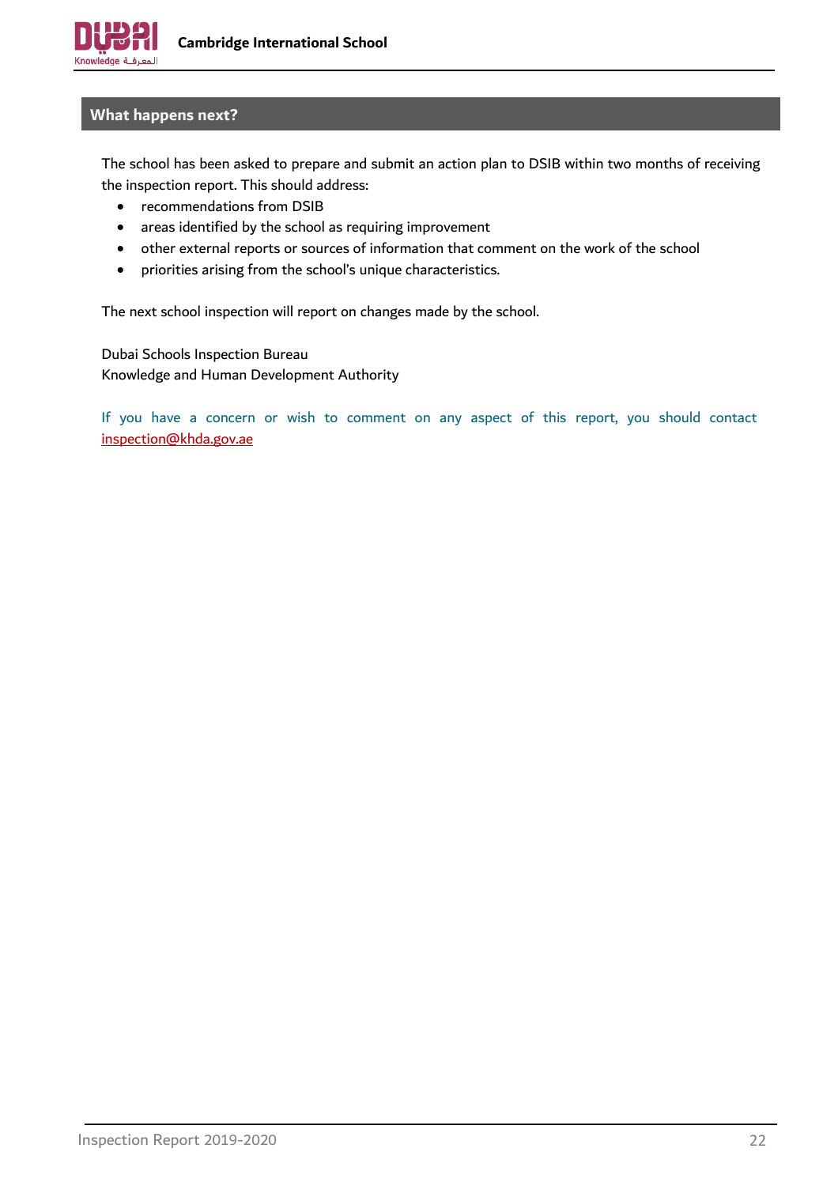## What happens next?

The school has been asked to prepare and submit an action plan to DSIB within two months of receiving the inspection report. This should address:

- recommendations from DSIB
- areas identified by the school as requiring improvement
- other external reports or sources of information that comment on the work of the school
- priorities arising from the school's unique characteristics.

The next school inspection will report on changes made by the school.

Dubai Schools Inspection Bureau
Knowledge and Human Development Authority

If you have a concern or wish to comment on any aspect of this report, you should contact inspection@khda.gov.ae